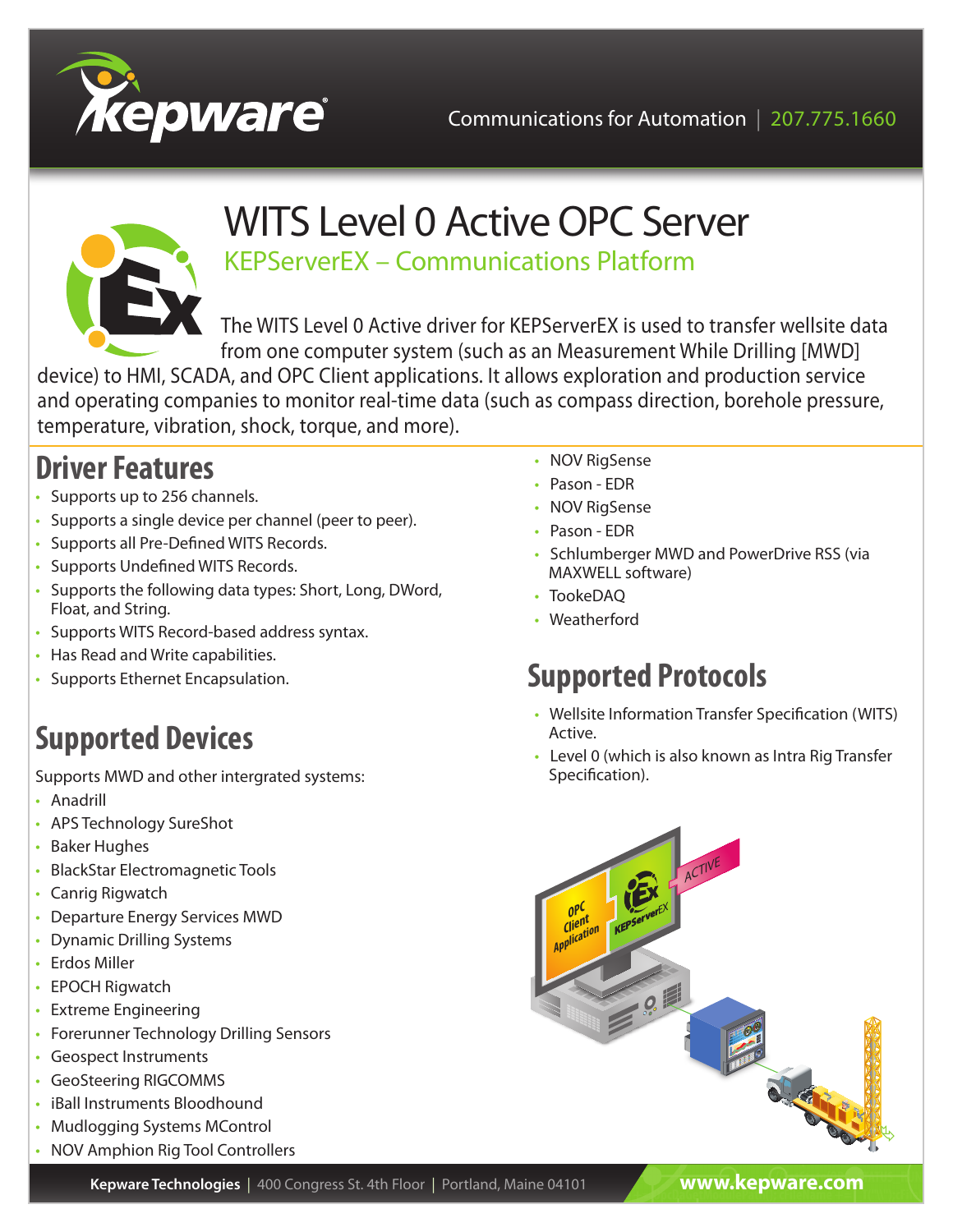Kepware

Communications for Automation | 207.775.1660

# WITS Level 0 Active OPC Server

## KEPServerEX – Communications Platform

The WITS Level 0 Active driver for KEPServerEX is used to transfer wellsite data from one computer system (such as an Measurement While Drilling [MWD] device) to HMI, SCADA, and OPC Client applications. It allows exploration and production service and operating companies to monitor real-time data (such as compass direction, borehole pressure, temperature, vibration, shock, torque, and more).

## Driver Features

- Supports up to 256 channels.
- Supports a single device per channel (peer to peer).
- Supports all Pre-Defined WITS Records.
- Supports Undefined WITS Records.
- Supports the following data types: Short, Long, DWord, Float, and String.
- Supports WITS Record-based address syntax.
- Has Read and Write capabilities.
- Supports Ethernet Encapsulation.

## Supported Devices

Supports MWD and other intergrated systems:

- Anadrill
- APS Technology SureShot
- Baker Hughes
- BlackStar Electromagnetic Tools
- Canrig Rigwatch
- Departure Energy Services MWD
- Dynamic Drilling Systems
- Erdos Miller
- EPOCH Rigwatch
- Extreme Engineering
- Forerunner Technology Drilling Sensors
- Geospect Instruments
- GeoSteering RIGCOMMS
- iBall Instruments Bloodhound
- Mudlogging Systems MControl
- NOV Amphion Rig Tool Controllers
- NOV RigSense
- Pason - EDR
- NOV RigSense
- Pason - EDR
- Schlumberger MWD and PowerDrive RSS (via MAXWELL software)
- TookeDAQ
- Weatherford

## Supported Protocols

- Wellsite Information Transfer Specification (WITS) Active.
- Level 0 (which is also known as Intra Rig Transfer Specification).

**Kepware Technologies** | 400 Congress St. 4th Floor | Portland, Maine 04101 **www.kepware.com**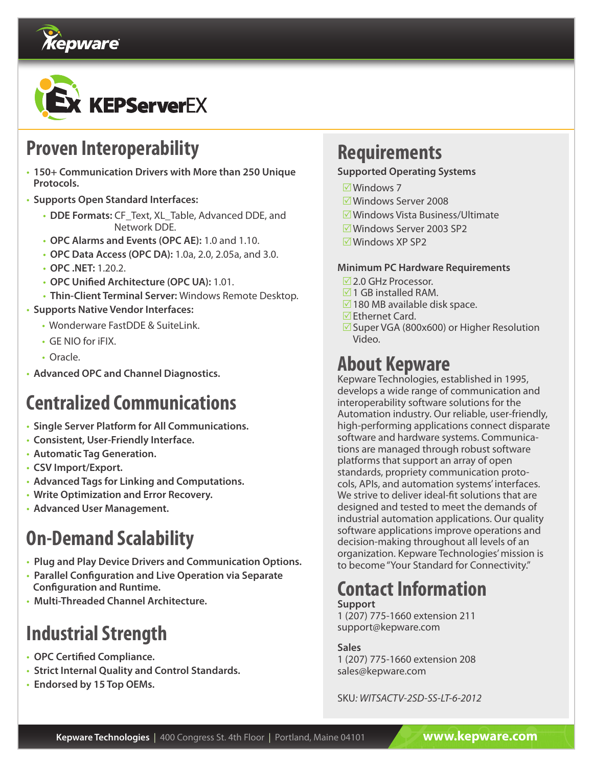# KEPServerEX

## Proven Interoperability

- **150+ Communication Drivers with More than 250 Unique Protocols.**
- **Supports Open Standard Interfaces:**
  - **DDE Formats:** CF_Text, XL_Table, Advanced DDE, and Network DDE.
  - **OPC Alarms and Events (OPC AE):** 1.0 and 1.10.
  - **OPC Data Access (OPC DA):** 1.0a, 2.0, 2.05a, and 3.0.
  - **OPC .NET:** 1.20.2.
  - **OPC Unified Architecture (OPC UA):** 1.01.
  - **Thin-Client Terminal Server:** Windows Remote Desktop.
- **Supports Native Vendor Interfaces:**
  - Wonderware FastDDE & SuiteLink.
  - GE NIO for iFIX.
  - Oracle.
- **Advanced OPC and Channel Diagnostics.**

## Centralized Communications

- **Single Server Platform for All Communications.**
- **Consistent, User-Friendly Interface.**
- **Automatic Tag Generation.**
- **CSV Import/Export.**
- **Advanced Tags for Linking and Computations.**
- **Write Optimization and Error Recovery.**
- **Advanced User Management.**

## On-Demand Scalability

- **Plug and Play Device Drivers and Communication Options.**
- **Parallel Configuration and Live Operation via Separate Configuration and Runtime.**
- **Multi-Threaded Channel Architecture.**

## Industrial Strength

- **OPC Certified Compliance.**
- **Strict Internal Quality and Control Standards.**
- **Endorsed by 15 Top OEMs.**

## Requirements

**Supported Operating Systems**

- ☑ Windows 7
- ☑ Windows Server 2008
- ☑ Windows Vista Business/Ultimate
- ☑ Windows Server 2003 SP2
- ☑ Windows XP SP2

**Minimum PC Hardware Requirements**

- ☑ 2.0 GHz Processor.
- ☑ 1 GB installed RAM.
- ☑ 180 MB available disk space.
- ☑ Ethernet Card.
- ☑ Super VGA (800x600) or Higher Resolution Video.

## About Kepware

Kepware Technologies, established in 1995, develops a wide range of communication and interoperability software solutions for the Automation industry. Our reliable, user-friendly, high-performing applications connect disparate software and hardware systems. Communications are managed through robust software platforms that support an array of open standards, propriety communication protocols, APIs, and automation systems' interfaces. We strive to deliver ideal-fit solutions that are designed and tested to meet the demands of industrial automation applications. Our quality software applications improve operations and decision-making throughout all levels of an organization. Kepware Technologies' mission is to become "Your Standard for Connectivity."

## Contact Information

**Support**
1 (207) 775-1660 extension 211
support@kepware.com

**Sales**
1 (207) 775-1660 extension 208
sales@kepware.com

SKU: *WITSACTV-2SD-SS-LT-6-2012*

**Kepware Technologies** | 400 Congress St. 4th Floor | Portland, Maine 04101 **www.kepware.com**